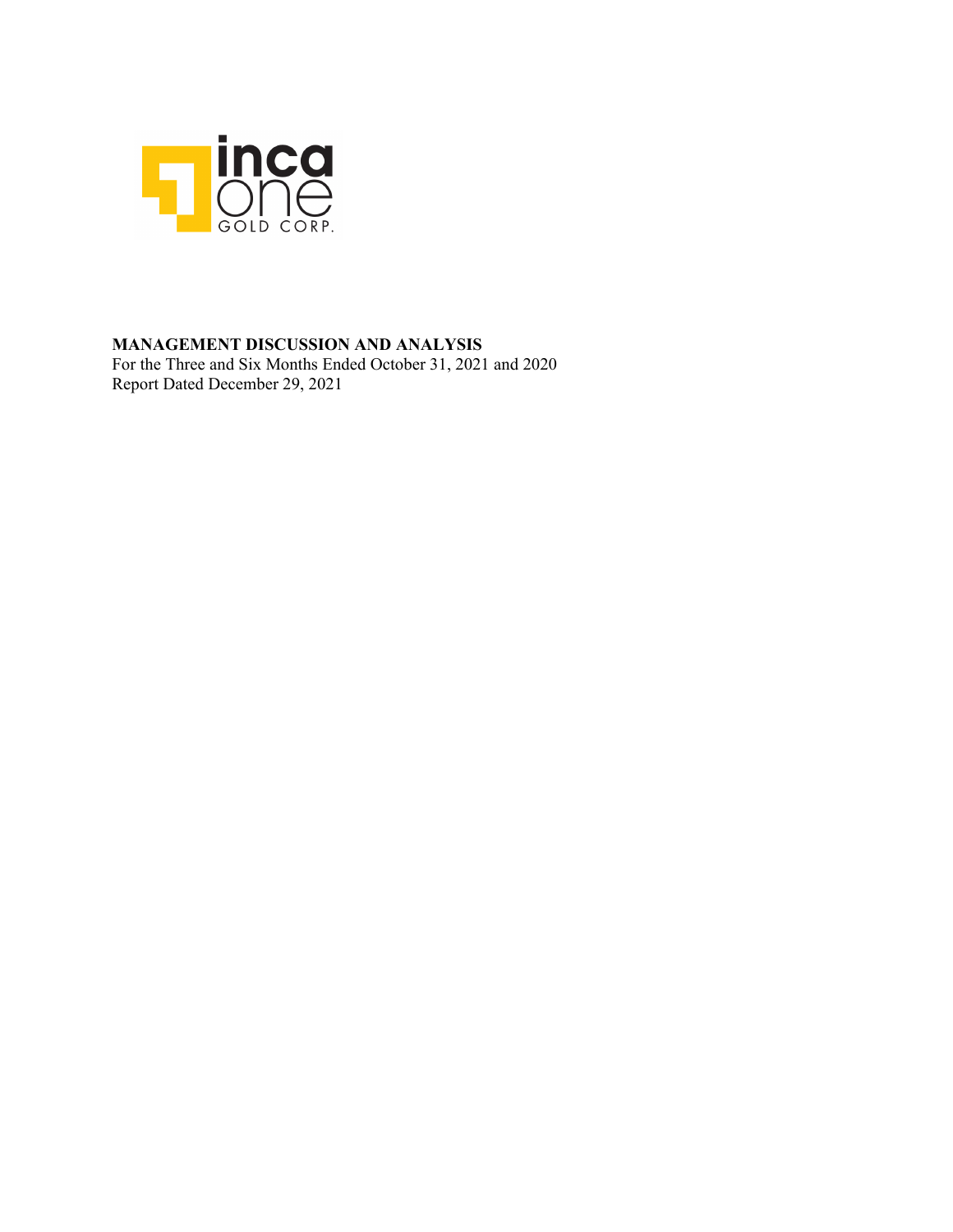# MANAGEMENT DISCUSSION AND ANALYSIS

For the Three and Six Months Ended October 31, 2021 and 2020

Report Dated December 29, 2021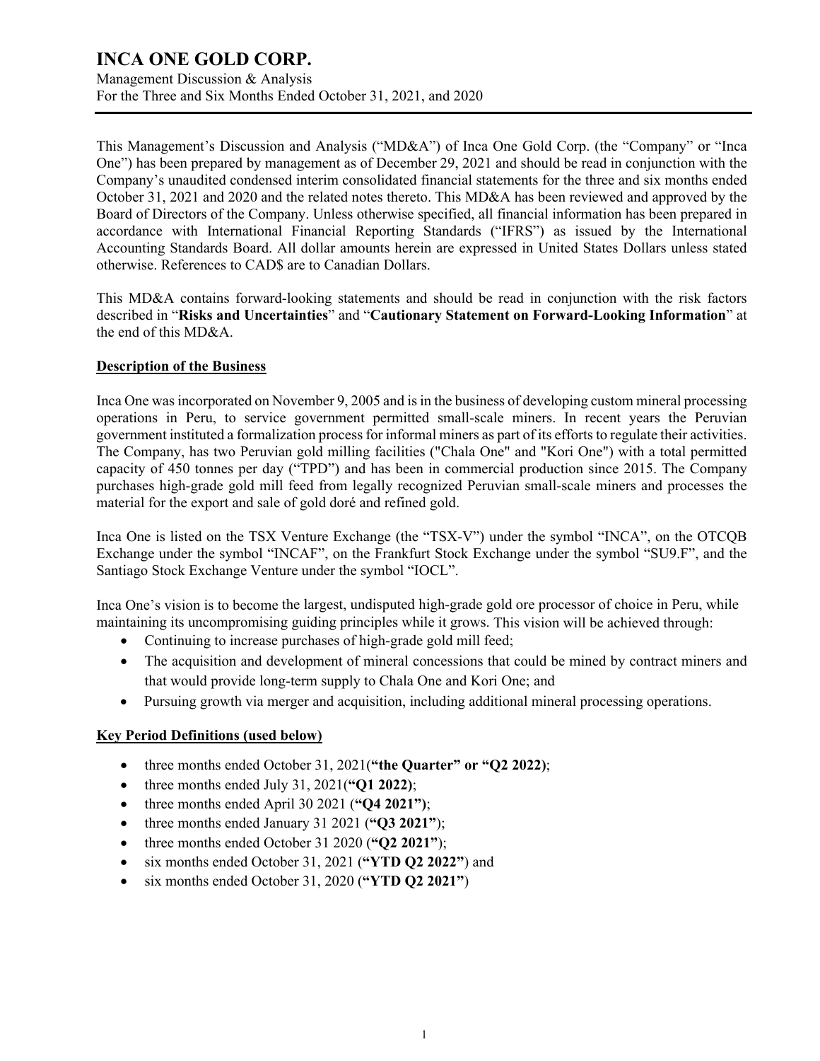# INCA ONE GOLD CORP.

Management Discussion & Analysis
For the Three and Six Months Ended October 31, 2021, and 2020

This Management's Discussion and Analysis ("MD&A") of Inca One Gold Corp. (the "Company" or "Inca One") has been prepared by management as of December 29, 2021 and should be read in conjunction with the Company's unaudited condensed interim consolidated financial statements for the three and six months ended October 31, 2021 and 2020 and the related notes thereto. This MD&A has been reviewed and approved by the Board of Directors of the Company. Unless otherwise specified, all financial information has been prepared in accordance with International Financial Reporting Standards ("IFRS") as issued by the International Accounting Standards Board. All dollar amounts herein are expressed in United States Dollars unless stated otherwise. References to CAD$ are to Canadian Dollars.

This MD&A contains forward-looking statements and should be read in conjunction with the risk factors described in "**Risks and Uncertainties**" and "**Cautionary Statement on Forward-Looking Information**" at the end of this MD&A.

## Description of the Business

Inca One was incorporated on November 9, 2005 and is in the business of developing custom mineral processing operations in Peru, to service government permitted small-scale miners. In recent years the Peruvian government instituted a formalization process for informal miners as part of its efforts to regulate their activities. The Company, has two Peruvian gold milling facilities ("Chala One" and "Kori One") with a total permitted capacity of 450 tonnes per day ("TPD") and has been in commercial production since 2015. The Company purchases high-grade gold mill feed from legally recognized Peruvian small-scale miners and processes the material for the export and sale of gold doré and refined gold.

Inca One is listed on the TSX Venture Exchange (the "TSX-V") under the symbol "INCA", on the OTCQB Exchange under the symbol "INCAF", on the Frankfurt Stock Exchange under the symbol "SU9.F", and the Santiago Stock Exchange Venture under the symbol "IOCL".

Inca One's vision is to become the largest, undisputed high-grade gold ore processor of choice in Peru, while maintaining its uncompromising guiding principles while it grows. This vision will be achieved through:

- Continuing to increase purchases of high-grade gold mill feed;
- The acquisition and development of mineral concessions that could be mined by contract miners and that would provide long-term supply to Chala One and Kori One; and
- Pursuing growth via merger and acquisition, including additional mineral processing operations.

## Key Period Definitions (used below)

- three months ended October 31, 2021(**"the Quarter" or "Q2 2022)**;
- three months ended July 31, 2021(**"Q1 2022)**;
- three months ended April 30 2021 (**"Q4 2021")**;
- three months ended January 31 2021 (**"Q3 2021"**);
- three months ended October 31 2020 (**"Q2 2021"**);
- six months ended October 31, 2021 (**"YTD Q2 2022"**) and
- six months ended October 31, 2020 (**"YTD Q2 2021"**)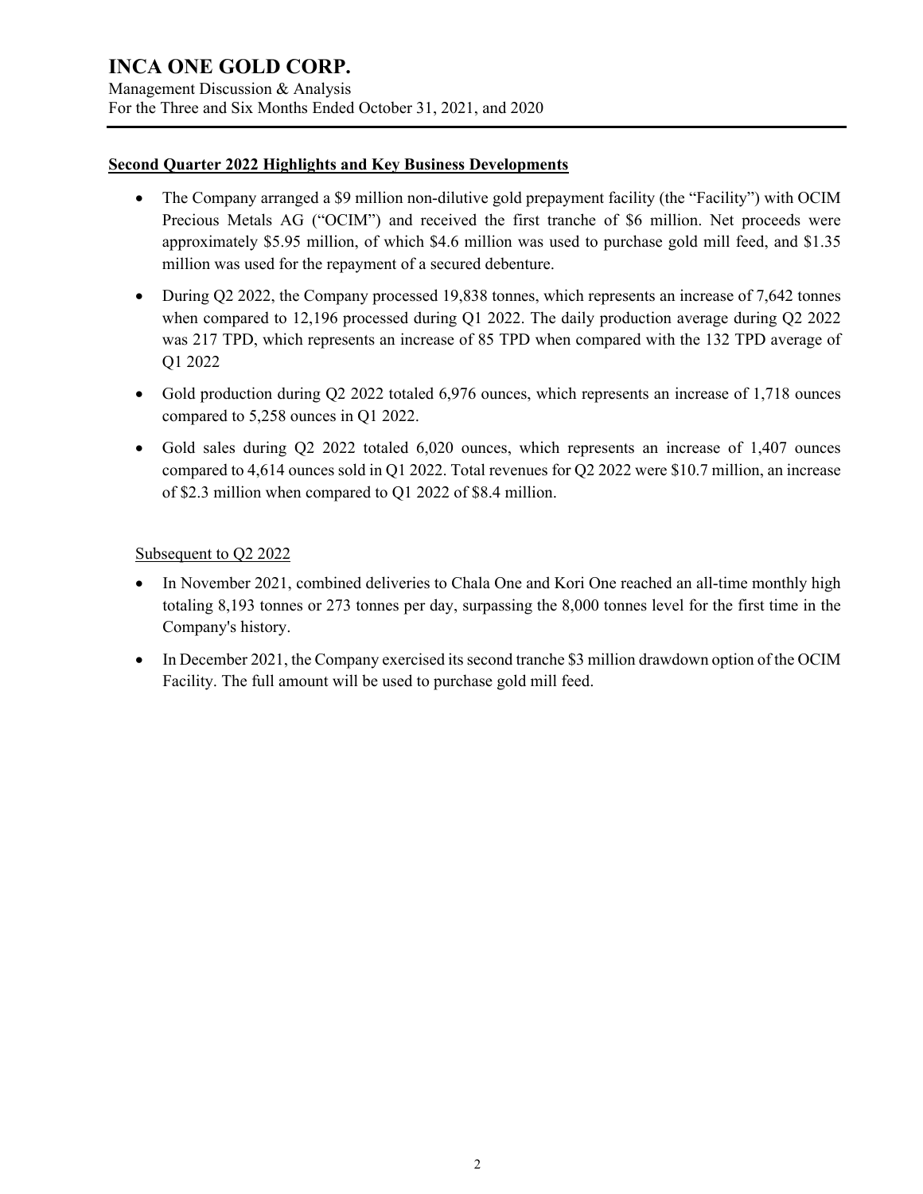## Second Quarter 2022 Highlights and Key Business Developments

- The Company arranged a $9 million non-dilutive gold prepayment facility (the "Facility") with OCIM Precious Metals AG ("OCIM") and received the first tranche of $6 million. Net proceeds were approximately $5.95 million, of which $4.6 million was used to purchase gold mill feed, and $1.35 million was used for the repayment of a secured debenture.
- During Q2 2022, the Company processed 19,838 tonnes, which represents an increase of 7,642 tonnes when compared to 12,196 processed during Q1 2022. The daily production average during Q2 2022 was 217 TPD, which represents an increase of 85 TPD when compared with the 132 TPD average of Q1 2022
- Gold production during Q2 2022 totaled 6,976 ounces, which represents an increase of 1,718 ounces compared to 5,258 ounces in Q1 2022.
- Gold sales during Q2 2022 totaled 6,020 ounces, which represents an increase of 1,407 ounces compared to 4,614 ounces sold in Q1 2022. Total revenues for Q2 2022 were $10.7 million, an increase of $2.3 million when compared to Q1 2022 of $8.4 million.

Subsequent to Q2 2022

- In November 2021, combined deliveries to Chala One and Kori One reached an all-time monthly high totaling 8,193 tonnes or 273 tonnes per day, surpassing the 8,000 tonnes level for the first time in the Company's history.
- In December 2021, the Company exercised its second tranche $3 million drawdown option of the OCIM Facility. The full amount will be used to purchase gold mill feed.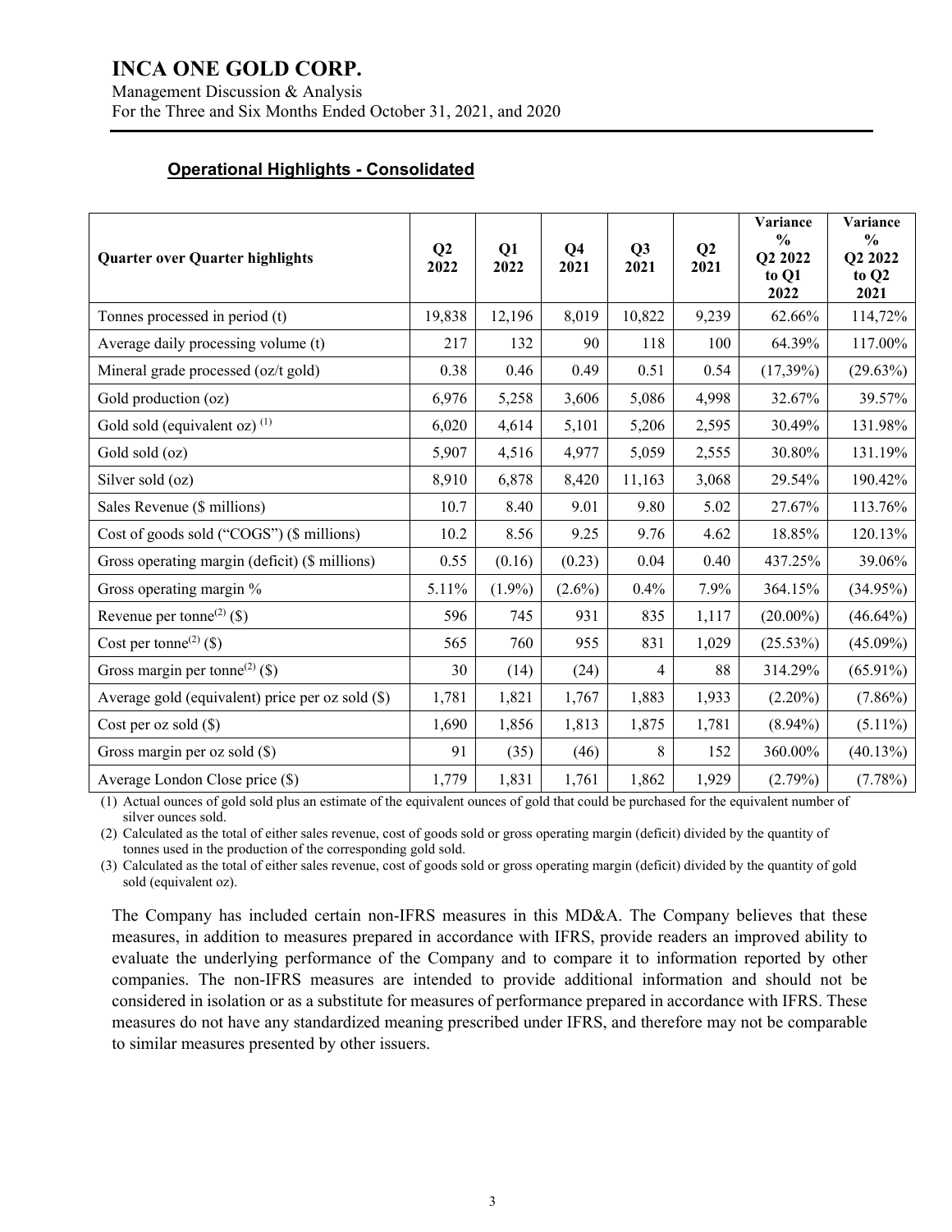# INCA ONE GOLD CORP.

Management Discussion & Analysis
For the Three and Six Months Ended October 31, 2021, and 2020

## Operational Highlights - Consolidated

| Quarter over Quarter highlights | Q2 2022 | Q1 2022 | Q4 2021 | Q3 2021 | Q2 2021 | Variance % Q2 2022 to Q1 2022 | Variance % Q2 2022 to Q2 2021 |
|---|---|---|---|---|---|---|---|
| Tonnes processed in period (t) | 19,838 | 12,196 | 8,019 | 10,822 | 9,239 | 62.66% | 114,72% |
| Average daily processing volume (t) | 217 | 132 | 90 | 118 | 100 | 64.39% | 117.00% |
| Mineral grade processed (oz/t gold) | 0.38 | 0.46 | 0.49 | 0.51 | 0.54 | (17,39%) | (29.63%) |
| Gold production (oz) | 6,976 | 5,258 | 3,606 | 5,086 | 4,998 | 32.67% | 39.57% |
| Gold sold (equivalent oz) [(1)] | 6,020 | 4,614 | 5,101 | 5,206 | 2,595 | 30.49% | 131.98% |
| Gold sold (oz) | 5,907 | 4,516 | 4,977 | 5,059 | 2,555 | 30.80% | 131.19% |
| Silver sold (oz) | 8,910 | 6,878 | 8,420 | 11,163 | 3,068 | 29.54% | 190.42% |
| Sales Revenue ($ millions) | 10.7 | 8.40 | 9.01 | 9.80 | 5.02 | 27.67% | 113.76% |
| Cost of goods sold ("COGS") ($ millions) | 10.2 | 8.56 | 9.25 | 9.76 | 4.62 | 18.85% | 120.13% |
| Gross operating margin (deficit) ($ millions) | 0.55 | (0.16) | (0.23) | 0.04 | 0.40 | 437.25% | 39.06% |
| Gross operating margin % | 5.11% | (1.9%) | (2.6%) | 0.4% | 7.9% | 364.15% | (34.95%) |
| Revenue per tonne[(2)] ($) | 596 | 745 | 931 | 835 | 1,117 | (20.00%) | (46.64%) |
| Cost per tonne[(2)] ($) | 565 | 760 | 955 | 831 | 1,029 | (25.53%) | (45.09%) |
| Gross margin per tonne[(2)] ($) | 30 | (14) | (24) | 4 | 88 | 314.29% | (65.91%) |
| Average gold (equivalent) price per oz sold ($) | 1,781 | 1,821 | 1,767 | 1,883 | 1,933 | (2.20%) | (7.86%) |
| Cost per oz sold ($) | 1,690 | 1,856 | 1,813 | 1,875 | 1,781 | (8.94%) | (5.11%) |
| Gross margin per oz sold ($) | 91 | (35) | (46) | 8 | 152 | 360.00% | (40.13%) |
| Average London Close price ($) | 1,779 | 1,831 | 1,761 | 1,862 | 1,929 | (2.79%) | (7.78%) |

(1) Actual ounces of gold sold plus an estimate of the equivalent ounces of gold that could be purchased for the equivalent number of silver ounces sold.

(2) Calculated as the total of either sales revenue, cost of goods sold or gross operating margin (deficit) divided by the quantity of tonnes used in the production of the corresponding gold sold.

(3) Calculated as the total of either sales revenue, cost of goods sold or gross operating margin (deficit) divided by the quantity of gold sold (equivalent oz).

The Company has included certain non-IFRS measures in this MD&A. The Company believes that these measures, in addition to measures prepared in accordance with IFRS, provide readers an improved ability to evaluate the underlying performance of the Company and to compare it to information reported by other companies. The non-IFRS measures are intended to provide additional information and should not be considered in isolation or as a substitute for measures of performance prepared in accordance with IFRS. These measures do not have any standardized meaning prescribed under IFRS, and therefore may not be comparable to similar measures presented by other issuers.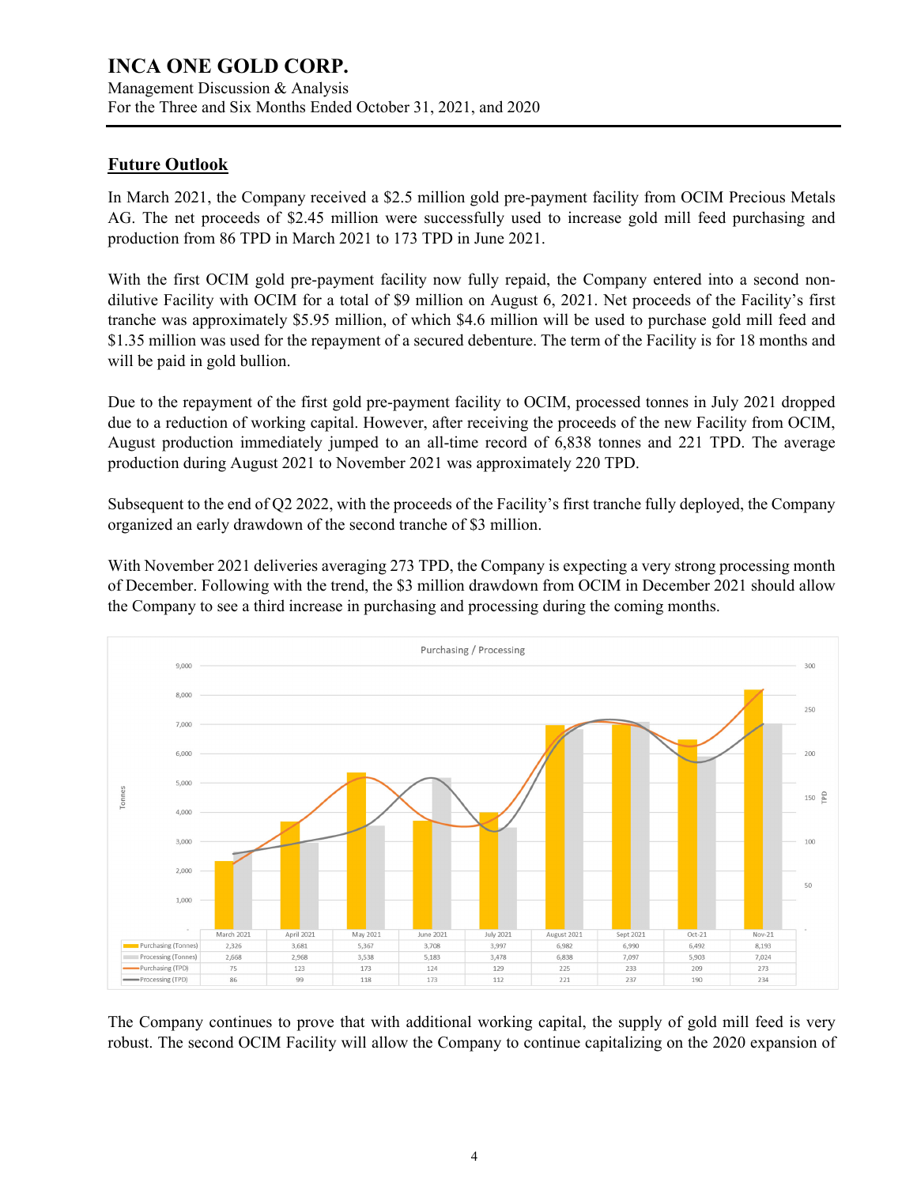## Future Outlook

In March 2021, the Company received a $2.5 million gold pre-payment facility from OCIM Precious Metals AG. The net proceeds of $2.45 million were successfully used to increase gold mill feed purchasing and production from 86 TPD in March 2021 to 173 TPD in June 2021.

With the first OCIM gold pre-payment facility now fully repaid, the Company entered into a second non-dilutive Facility with OCIM for a total of $9 million on August 6, 2021. Net proceeds of the Facility's first tranche was approximately $5.95 million, of which $4.6 million will be used to purchase gold mill feed and $1.35 million was used for the repayment of a secured debenture. The term of the Facility is for 18 months and will be paid in gold bullion.

Due to the repayment of the first gold pre-payment facility to OCIM, processed tonnes in July 2021 dropped due to a reduction of working capital. However, after receiving the proceeds of the new Facility from OCIM, August production immediately jumped to an all-time record of 6,838 tonnes and 221 TPD. The average production during August 2021 to November 2021 was approximately 220 TPD.

Subsequent to the end of Q2 2022, with the proceeds of the Facility's first tranche fully deployed, the Company organized an early drawdown of the second tranche of $3 million.

With November 2021 deliveries averaging 273 TPD, the Company is expecting a very strong processing month of December. Following with the trend, the $3 million drawdown from OCIM in December 2021 should allow the Company to see a third increase in purchasing and processing during the coming months.

Purchasing / Processing

| | March 2021 | April 2021 | May 2021 | June 2021 | July 2021 | August 2021 | Sept 2021 | Oct-21 | Nov-21 |
|---|---|---|---|---|---|---|---|---|---|
| Purchasing (Tonnes) | 2,326 | 3,681 | 5,367 | 3,708 | 3,997 | 6,982 | 6,990 | 6,492 | 8,193 |
| Processing (Tonnes) | 2,668 | 2,968 | 3,538 | 5,183 | 3,478 | 6,838 | 7,097 | 5,903 | 7,024 |
| Purchasing (TPD) | 75 | 123 | 173 | 124 | 129 | 225 | 233 | 209 | 273 |
| Processing (TPD) | 86 | 99 | 118 | 173 | 112 | 221 | 237 | 190 | 234 |

The Company continues to prove that with additional working capital, the supply of gold mill feed is very robust. The second OCIM Facility will allow the Company to continue capitalizing on the 2020 expansion of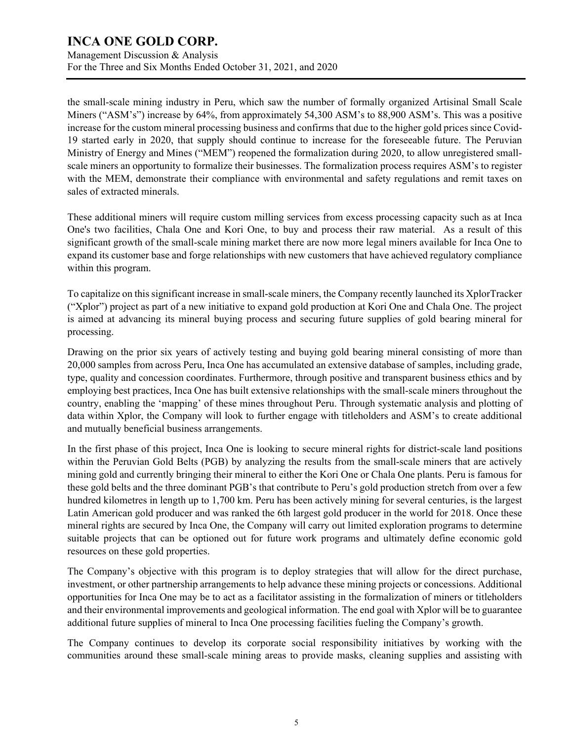the small-scale mining industry in Peru, which saw the number of formally organized Artisinal Small Scale Miners ("ASM's") increase by 64%, from approximately 54,300 ASM's to 88,900 ASM's. This was a positive increase for the custom mineral processing business and confirms that due to the higher gold prices since Covid-19 started early in 2020, that supply should continue to increase for the foreseeable future. The Peruvian Ministry of Energy and Mines ("MEM") reopened the formalization during 2020, to allow unregistered small-scale miners an opportunity to formalize their businesses. The formalization process requires ASM's to register with the MEM, demonstrate their compliance with environmental and safety regulations and remit taxes on sales of extracted minerals.

These additional miners will require custom milling services from excess processing capacity such as at Inca One's two facilities, Chala One and Kori One, to buy and process their raw material. As a result of this significant growth of the small-scale mining market there are now more legal miners available for Inca One to expand its customer base and forge relationships with new customers that have achieved regulatory compliance within this program.

To capitalize on this significant increase in small-scale miners, the Company recently launched its XplorTracker ("Xplor") project as part of a new initiative to expand gold production at Kori One and Chala One. The project is aimed at advancing its mineral buying process and securing future supplies of gold bearing mineral for processing.

Drawing on the prior six years of actively testing and buying gold bearing mineral consisting of more than 20,000 samples from across Peru, Inca One has accumulated an extensive database of samples, including grade, type, quality and concession coordinates. Furthermore, through positive and transparent business ethics and by employing best practices, Inca One has built extensive relationships with the small-scale miners throughout the country, enabling the 'mapping' of these mines throughout Peru. Through systematic analysis and plotting of data within Xplor, the Company will look to further engage with titleholders and ASM's to create additional and mutually beneficial business arrangements.

In the first phase of this project, Inca One is looking to secure mineral rights for district-scale land positions within the Peruvian Gold Belts (PGB) by analyzing the results from the small-scale miners that are actively mining gold and currently bringing their mineral to either the Kori One or Chala One plants. Peru is famous for these gold belts and the three dominant PGB's that contribute to Peru's gold production stretch from over a few hundred kilometres in length up to 1,700 km. Peru has been actively mining for several centuries, is the largest Latin American gold producer and was ranked the 6th largest gold producer in the world for 2018. Once these mineral rights are secured by Inca One, the Company will carry out limited exploration programs to determine suitable projects that can be optioned out for future work programs and ultimately define economic gold resources on these gold properties.

The Company's objective with this program is to deploy strategies that will allow for the direct purchase, investment, or other partnership arrangements to help advance these mining projects or concessions. Additional opportunities for Inca One may be to act as a facilitator assisting in the formalization of miners or titleholders and their environmental improvements and geological information. The end goal with Xplor will be to guarantee additional future supplies of mineral to Inca One processing facilities fueling the Company's growth.

The Company continues to develop its corporate social responsibility initiatives by working with the communities around these small-scale mining areas to provide masks, cleaning supplies and assisting with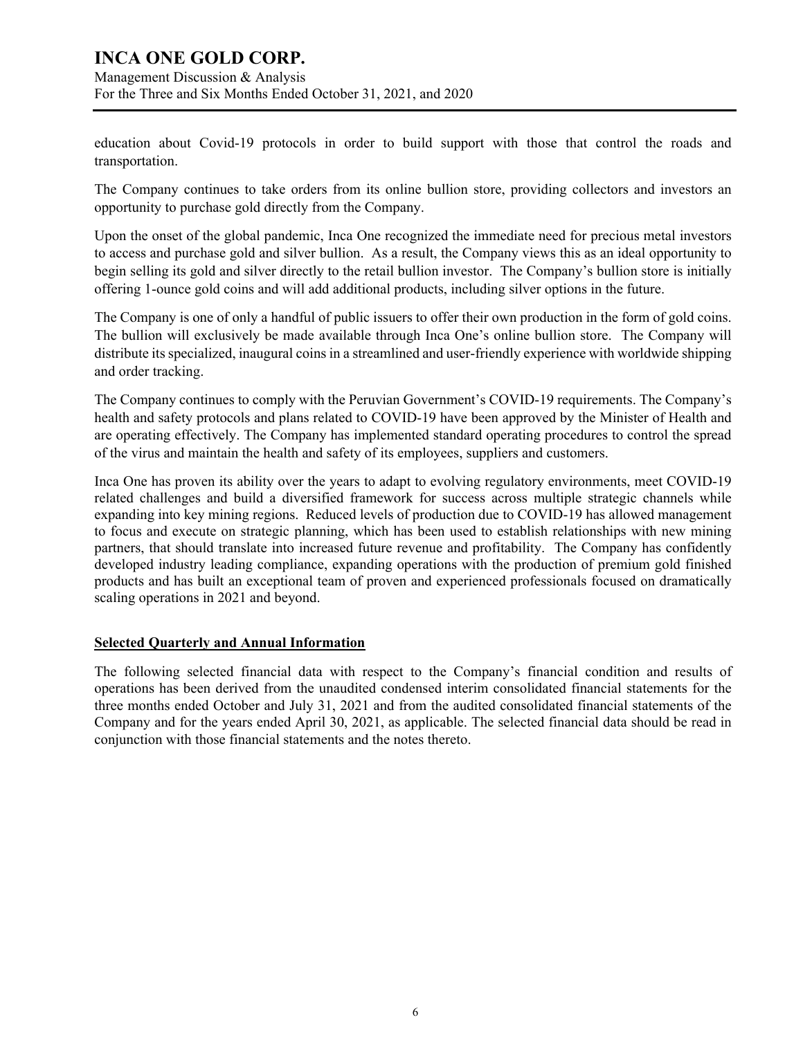education about Covid-19 protocols in order to build support with those that control the roads and transportation.

The Company continues to take orders from its online bullion store, providing collectors and investors an opportunity to purchase gold directly from the Company.

Upon the onset of the global pandemic, Inca One recognized the immediate need for precious metal investors to access and purchase gold and silver bullion. As a result, the Company views this as an ideal opportunity to begin selling its gold and silver directly to the retail bullion investor. The Company's bullion store is initially offering 1-ounce gold coins and will add additional products, including silver options in the future.

The Company is one of only a handful of public issuers to offer their own production in the form of gold coins. The bullion will exclusively be made available through Inca One's online bullion store. The Company will distribute its specialized, inaugural coins in a streamlined and user-friendly experience with worldwide shipping and order tracking.

The Company continues to comply with the Peruvian Government's COVID-19 requirements. The Company's health and safety protocols and plans related to COVID-19 have been approved by the Minister of Health and are operating effectively. The Company has implemented standard operating procedures to control the spread of the virus and maintain the health and safety of its employees, suppliers and customers.

Inca One has proven its ability over the years to adapt to evolving regulatory environments, meet COVID-19 related challenges and build a diversified framework for success across multiple strategic channels while expanding into key mining regions. Reduced levels of production due to COVID-19 has allowed management to focus and execute on strategic planning, which has been used to establish relationships with new mining partners, that should translate into increased future revenue and profitability. The Company has confidently developed industry leading compliance, expanding operations with the production of premium gold finished products and has built an exceptional team of proven and experienced professionals focused on dramatically scaling operations in 2021 and beyond.

## Selected Quarterly and Annual Information

The following selected financial data with respect to the Company's financial condition and results of operations has been derived from the unaudited condensed interim consolidated financial statements for the three months ended October and July 31, 2021 and from the audited consolidated financial statements of the Company and for the years ended April 30, 2021, as applicable. The selected financial data should be read in conjunction with those financial statements and the notes thereto.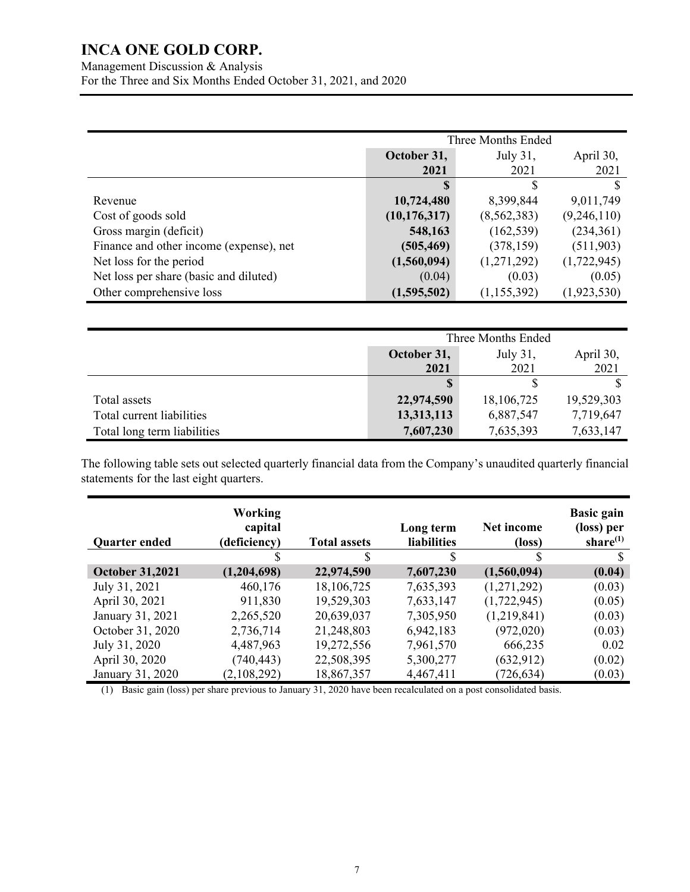| | Three Months Ended | | |
|---|---|---|---|
| | **October 31, 2021** | July 31, 2021 | April 30, 2021 |
| | **$** | $ | $ |
| Revenue | **10,724,480** | 8,399,844 | 9,011,749 |
| Cost of goods sold | **(10,176,317)** | (8,562,383) | (9,246,110) |
| Gross margin (deficit) | **548,163** | (162,539) | (234,361) |
| Finance and other income (expense), net | **(505,469)** | (378,159) | (511,903) |
| Net loss for the period | **(1,560,094)** | (1,271,292) | (1,722,945) |
| Net loss per share (basic and diluted) | (0.04) | (0.03) | (0.05) |
| Other comprehensive loss | **(1,595,502)** | (1,155,392) | (1,923,530) |

| | Three Months Ended | | |
|---|---|---|---|
| | **October 31, 2021** | July 31, 2021 | April 30, 2021 |
| | **$** | $ | $ |
| Total assets | **22,974,590** | 18,106,725 | 19,529,303 |
| Total current liabilities | **13,313,113** | 6,887,547 | 7,719,647 |
| Total long term liabilities | **7,607,230** | 7,635,393 | 7,633,147 |

The following table sets out selected quarterly financial data from the Company's unaudited quarterly financial statements for the last eight quarters.

| Quarter ended | Working capital (deficiency) | Total assets | Long term liabilities | Net income (loss) | Basic gain (loss) per share(1) |
|---|---|---|---|---|---|
| | $ | $ | $ | $ | $ |
| **October 31,2021** | **(1,204,698)** | **22,974,590** | **7,607,230** | **(1,560,094)** | **(0.04)** |
| July 31, 2021 | 460,176 | 18,106,725 | 7,635,393 | (1,271,292) | (0.03) |
| April 30, 2021 | 911,830 | 19,529,303 | 7,633,147 | (1,722,945) | (0.05) |
| January 31, 2021 | 2,265,520 | 20,639,037 | 7,305,950 | (1,219,841) | (0.03) |
| October 31, 2020 | 2,736,714 | 21,248,803 | 6,942,183 | (972,020) | (0.03) |
| July 31, 2020 | 4,487,963 | 19,272,556 | 7,961,570 | 666,235 | 0.02 |
| April 30, 2020 | (740,443) | 22,508,395 | 5,300,277 | (632,912) | (0.02) |
| January 31, 2020 | (2,108,292) | 18,867,357 | 4,467,411 | (726,634) | (0.03) |

(1) Basic gain (loss) per share previous to January 31, 2020 have been recalculated on a post consolidated basis.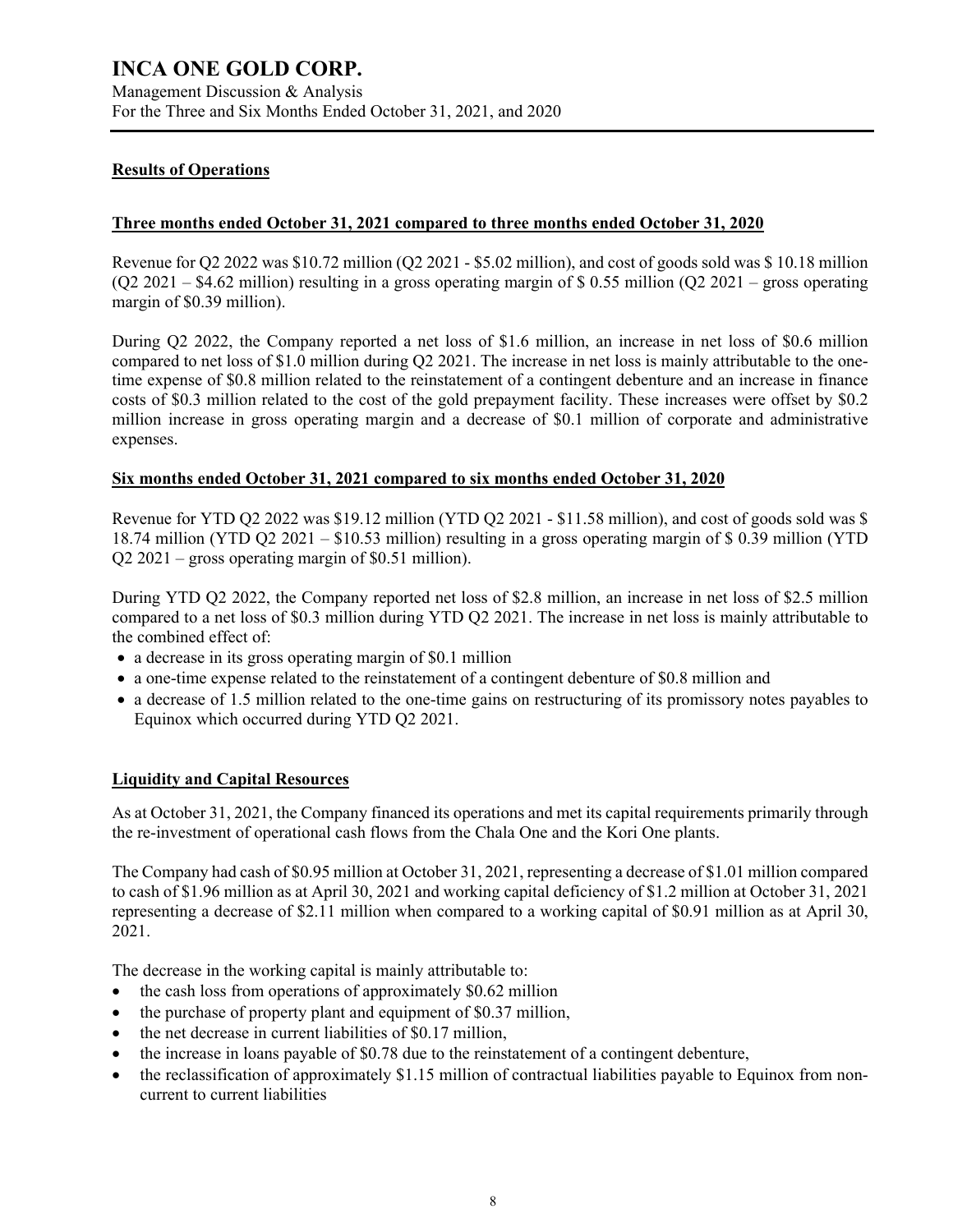## Results of Operations

### Three months ended October 31, 2021 compared to three months ended October 31, 2020

Revenue for Q2 2022 was $10.72 million (Q2 2021 - $5.02 million), and cost of goods sold was $ 10.18 million (Q2 2021 – $4.62 million) resulting in a gross operating margin of $ 0.55 million (Q2 2021 – gross operating margin of $0.39 million).

During Q2 2022, the Company reported a net loss of $1.6 million, an increase in net loss of $0.6 million compared to net loss of $1.0 million during Q2 2021. The increase in net loss is mainly attributable to the one-time expense of $0.8 million related to the reinstatement of a contingent debenture and an increase in finance costs of $0.3 million related to the cost of the gold prepayment facility. These increases were offset by $0.2 million increase in gross operating margin and a decrease of $0.1 million of corporate and administrative expenses.

### Six months ended October 31, 2021 compared to six months ended October 31, 2020

Revenue for YTD Q2 2022 was $19.12 million (YTD Q2 2021 - $11.58 million), and cost of goods sold was $ 18.74 million (YTD Q2 2021 – $10.53 million) resulting in a gross operating margin of $ 0.39 million (YTD Q2 2021 – gross operating margin of $0.51 million).

During YTD Q2 2022, the Company reported net loss of $2.8 million, an increase in net loss of $2.5 million compared to a net loss of $0.3 million during YTD Q2 2021. The increase in net loss is mainly attributable to the combined effect of:

- a decrease in its gross operating margin of $0.1 million
- a one-time expense related to the reinstatement of a contingent debenture of $0.8 million and
- a decrease of 1.5 million related to the one-time gains on restructuring of its promissory notes payables to Equinox which occurred during YTD Q2 2021.

## Liquidity and Capital Resources

As at October 31, 2021, the Company financed its operations and met its capital requirements primarily through the re-investment of operational cash flows from the Chala One and the Kori One plants.

The Company had cash of $0.95 million at October 31, 2021, representing a decrease of $1.01 million compared to cash of $1.96 million as at April 30, 2021 and working capital deficiency of $1.2 million at October 31, 2021 representing a decrease of $2.11 million when compared to a working capital of $0.91 million as at April 30, 2021.

The decrease in the working capital is mainly attributable to:

- the cash loss from operations of approximately $0.62 million
- the purchase of property plant and equipment of $0.37 million,
- the net decrease in current liabilities of $0.17 million,
- the increase in loans payable of $0.78 due to the reinstatement of a contingent debenture,
- the reclassification of approximately $1.15 million of contractual liabilities payable to Equinox from non-current to current liabilities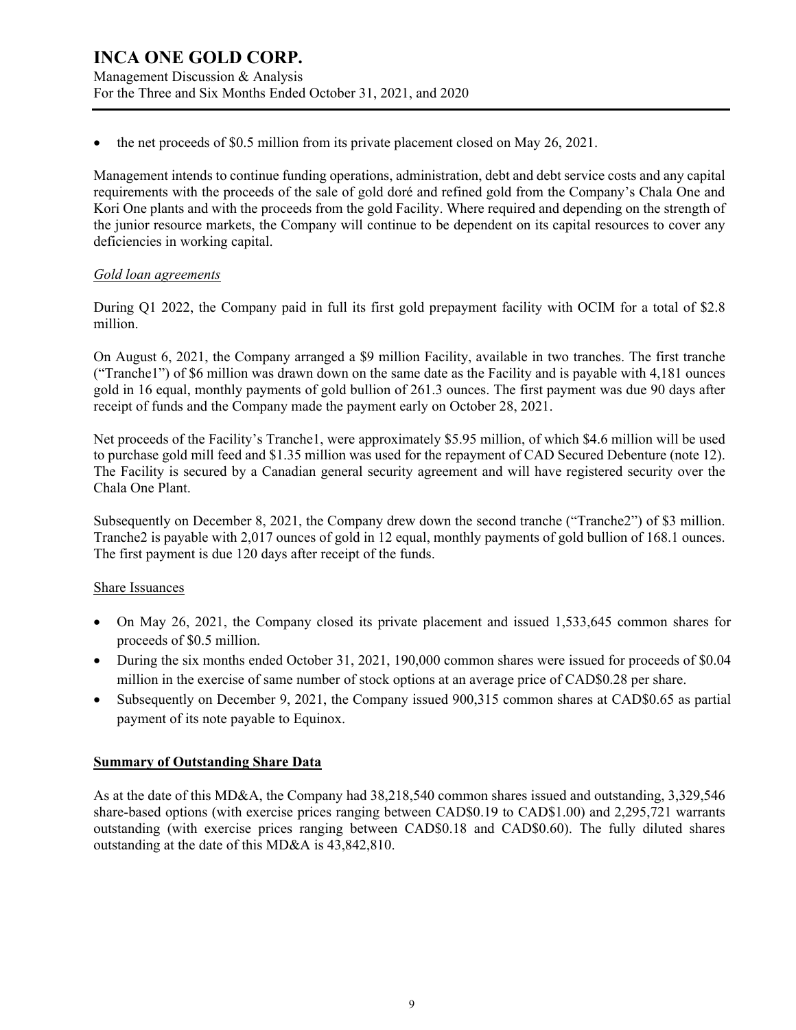- the net proceeds of $0.5 million from its private placement closed on May 26, 2021.

Management intends to continue funding operations, administration, debt and debt service costs and any capital requirements with the proceeds of the sale of gold doré and refined gold from the Company's Chala One and Kori One plants and with the proceeds from the gold Facility. Where required and depending on the strength of the junior resource markets, the Company will continue to be dependent on its capital resources to cover any deficiencies in working capital.

*Gold loan agreements*

During Q1 2022, the Company paid in full its first gold prepayment facility with OCIM for a total of $2.8 million.

On August 6, 2021, the Company arranged a $9 million Facility, available in two tranches. The first tranche ("Tranche1") of $6 million was drawn down on the same date as the Facility and is payable with 4,181 ounces gold in 16 equal, monthly payments of gold bullion of 261.3 ounces. The first payment was due 90 days after receipt of funds and the Company made the payment early on October 28, 2021.

Net proceeds of the Facility's Tranche1, were approximately $5.95 million, of which $4.6 million will be used to purchase gold mill feed and $1.35 million was used for the repayment of CAD Secured Debenture (note 12). The Facility is secured by a Canadian general security agreement and will have registered security over the Chala One Plant.

Subsequently on December 8, 2021, the Company drew down the second tranche ("Tranche2") of $3 million. Tranche2 is payable with 2,017 ounces of gold in 12 equal, monthly payments of gold bullion of 168.1 ounces. The first payment is due 120 days after receipt of the funds.

Share Issuances

- On May 26, 2021, the Company closed its private placement and issued 1,533,645 common shares for proceeds of $0.5 million.
- During the six months ended October 31, 2021, 190,000 common shares were issued for proceeds of $0.04 million in the exercise of same number of stock options at an average price of CAD$0.28 per share.
- Subsequently on December 9, 2021, the Company issued 900,315 common shares at CAD$0.65 as partial payment of its note payable to Equinox.

## Summary of Outstanding Share Data

As at the date of this MD&A, the Company had 38,218,540 common shares issued and outstanding, 3,329,546 share-based options (with exercise prices ranging between CAD$0.19 to CAD$1.00) and 2,295,721 warrants outstanding (with exercise prices ranging between CAD$0.18 and CAD$0.60). The fully diluted shares outstanding at the date of this MD&A is 43,842,810.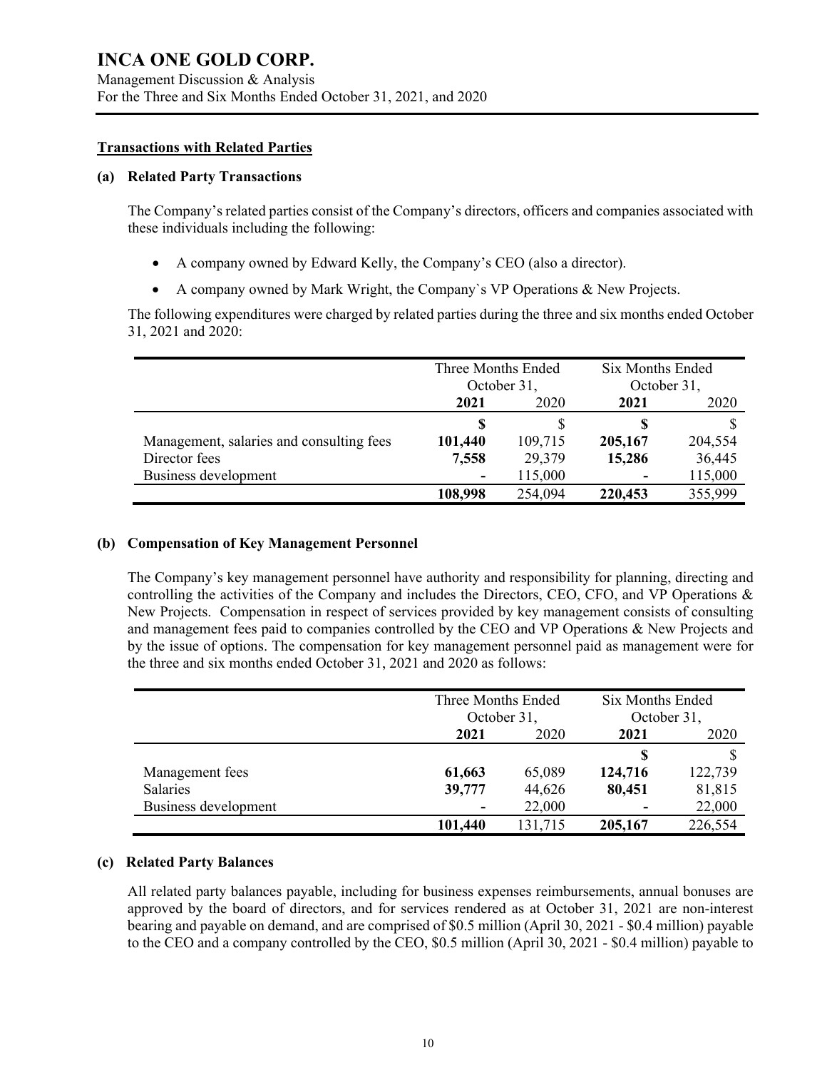## Transactions with Related Parties

### (a) Related Party Transactions

The Company's related parties consist of the Company's directors, officers and companies associated with these individuals including the following:

- A company owned by Edward Kelly, the Company's CEO (also a director).
- A company owned by Mark Wright, the Company`s VP Operations & New Projects.

The following expenditures were charged by related parties during the three and six months ended October 31, 2021 and 2020:

| | Three Months Ended October 31, | | Six Months Ended October 31, | |
|---|---|---|---|---|
| | **2021** | 2020 | **2021** | 2020 |
| | **$** | $ | **$** | $ |
| Management, salaries and consulting fees | **101,440** | 109,715 | **205,167** | 204,554 |
| Director fees | **7,558** | 29,379 | **15,286** | 36,445 |
| Business development | **-** | 115,000 | **-** | 115,000 |
| | **108,998** | 254,094 | **220,453** | 355,999 |

### (b) Compensation of Key Management Personnel

The Company's key management personnel have authority and responsibility for planning, directing and controlling the activities of the Company and includes the Directors, CEO, CFO, and VP Operations & New Projects. Compensation in respect of services provided by key management consists of consulting and management fees paid to companies controlled by the CEO and VP Operations & New Projects and by the issue of options. The compensation for key management personnel paid as management were for the three and six months ended October 31, 2021 and 2020 as follows:

| | Three Months Ended October 31, | | Six Months Ended October 31, | |
|---|---|---|---|---|
| | **2021** | 2020 | **2021** | 2020 |
| | | | **$** | $ |
| Management fees | **61,663** | 65,089 | **124,716** | 122,739 |
| Salaries | **39,777** | 44,626 | **80,451** | 81,815 |
| Business development | **-** | 22,000 | **-** | 22,000 |
| | **101,440** | 131,715 | **205,167** | 226,554 |

### (c) Related Party Balances

All related party balances payable, including for business expenses reimbursements, annual bonuses are approved by the board of directors, and for services rendered as at October 31, 2021 are non-interest bearing and payable on demand, and are comprised of $0.5 million (April 30, 2021 - $0.4 million) payable to the CEO and a company controlled by the CEO, $0.5 million (April 30, 2021 - $0.4 million) payable to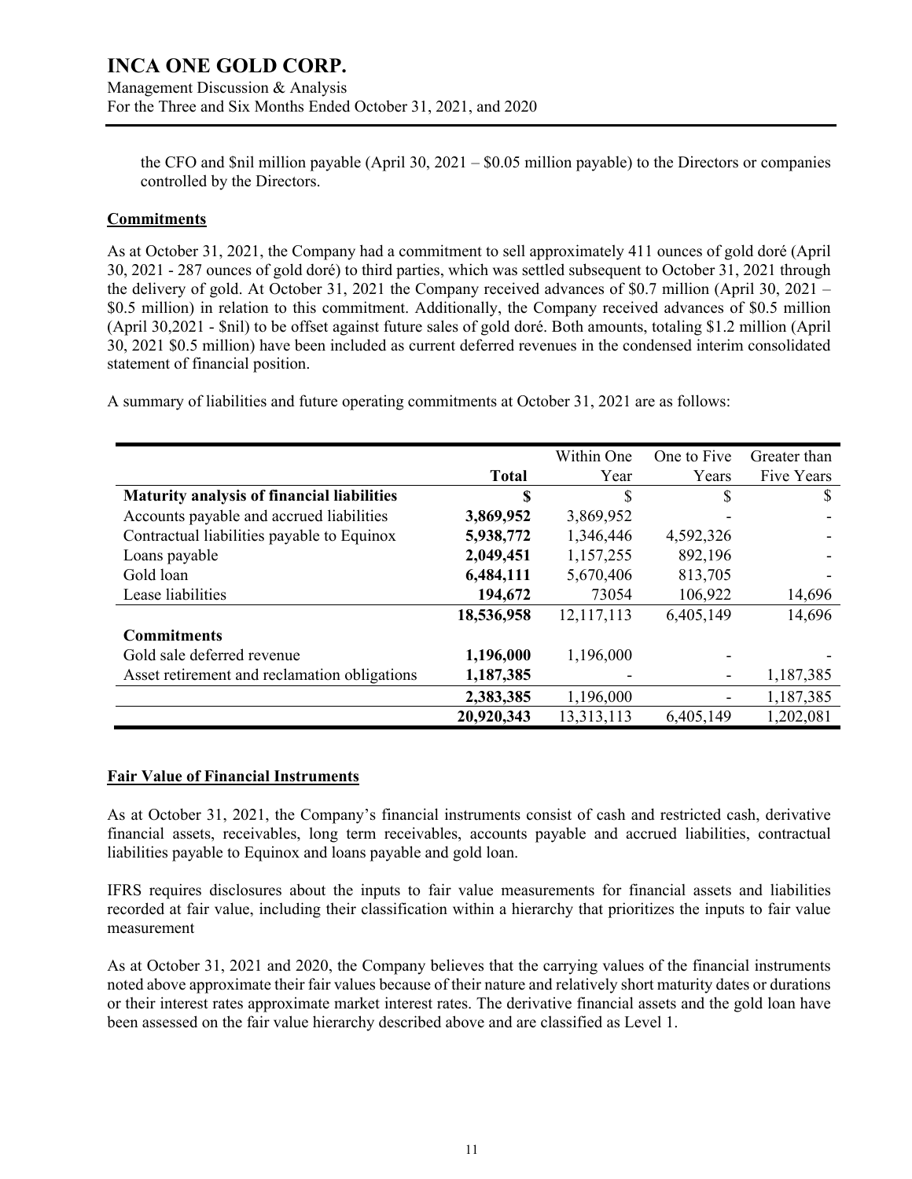the CFO and $nil million payable (April 30, 2021 – $0.05 million payable) to the Directors or companies controlled by the Directors.

## Commitments

As at October 31, 2021, the Company had a commitment to sell approximately 411 ounces of gold doré (April 30, 2021 - 287 ounces of gold doré) to third parties, which was settled subsequent to October 31, 2021 through the delivery of gold. At October 31, 2021 the Company received advances of $0.7 million (April 30, 2021 – $0.5 million) in relation to this commitment. Additionally, the Company received advances of $0.5 million (April 30,2021 - $nil) to be offset against future sales of gold doré. Both amounts, totaling $1.2 million (April 30, 2021 $0.5 million) have been included as current deferred revenues in the condensed interim consolidated statement of financial position.

A summary of liabilities and future operating commitments at October 31, 2021 are as follows:

| | **Total** | Within One Year | One to Five Years | Greater than Five Years |
|---|---|---|---|---|
| **Maturity analysis of financial liabilities** | **$** | $ | $ | $ |
| Accounts payable and accrued liabilities | **3,869,952** | 3,869,952 | - | - |
| Contractual liabilities payable to Equinox | **5,938,772** | 1,346,446 | 4,592,326 | - |
| Loans payable | **2,049,451** | 1,157,255 | 892,196 | - |
| Gold loan | **6,484,111** | 5,670,406 | 813,705 | - |
| Lease liabilities | **194,672** | 73054 | 106,922 | 14,696 |
| | **18,536,958** | 12,117,113 | 6,405,149 | 14,696 |
| **Commitments** | | | | |
| Gold sale deferred revenue | **1,196,000** | 1,196,000 | - | - |
| Asset retirement and reclamation obligations | **1,187,385** | - | - | 1,187,385 |
| | **2,383,385** | 1,196,000 | - | 1,187,385 |
| | **20,920,343** | 13,313,113 | 6,405,149 | 1,202,081 |

## Fair Value of Financial Instruments

As at October 31, 2021, the Company's financial instruments consist of cash and restricted cash, derivative financial assets, receivables, long term receivables, accounts payable and accrued liabilities, contractual liabilities payable to Equinox and loans payable and gold loan.

IFRS requires disclosures about the inputs to fair value measurements for financial assets and liabilities recorded at fair value, including their classification within a hierarchy that prioritizes the inputs to fair value measurement

As at October 31, 2021 and 2020, the Company believes that the carrying values of the financial instruments noted above approximate their fair values because of their nature and relatively short maturity dates or durations or their interest rates approximate market interest rates. The derivative financial assets and the gold loan have been assessed on the fair value hierarchy described above and are classified as Level 1.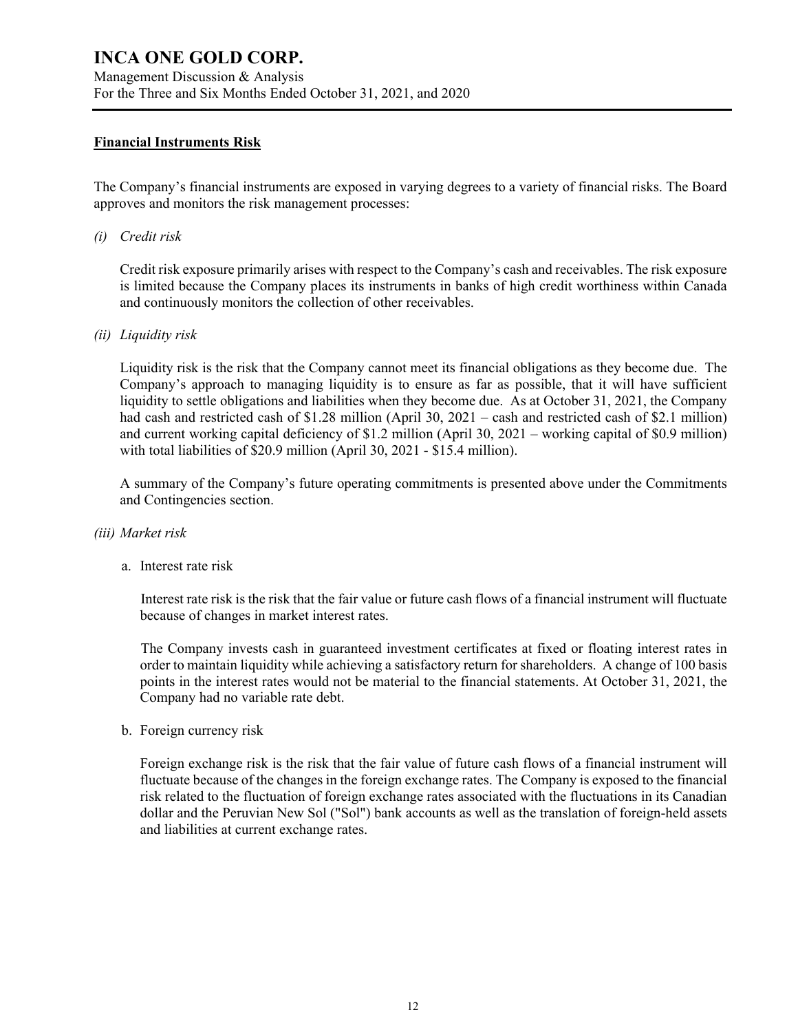## Financial Instruments Risk

The Company's financial instruments are exposed in varying degrees to a variety of financial risks. The Board approves and monitors the risk management processes:

*(i) Credit risk*

Credit risk exposure primarily arises with respect to the Company's cash and receivables. The risk exposure is limited because the Company places its instruments in banks of high credit worthiness within Canada and continuously monitors the collection of other receivables.

*(ii) Liquidity risk*

Liquidity risk is the risk that the Company cannot meet its financial obligations as they become due. The Company's approach to managing liquidity is to ensure as far as possible, that it will have sufficient liquidity to settle obligations and liabilities when they become due. As at October 31, 2021, the Company had cash and restricted cash of $1.28 million (April 30, 2021 – cash and restricted cash of $2.1 million) and current working capital deficiency of $1.2 million (April 30, 2021 – working capital of $0.9 million) with total liabilities of $20.9 million (April 30, 2021 - $15.4 million).

A summary of the Company's future operating commitments is presented above under the Commitments and Contingencies section.

*(iii) Market risk*

a. Interest rate risk

Interest rate risk is the risk that the fair value or future cash flows of a financial instrument will fluctuate because of changes in market interest rates.

The Company invests cash in guaranteed investment certificates at fixed or floating interest rates in order to maintain liquidity while achieving a satisfactory return for shareholders. A change of 100 basis points in the interest rates would not be material to the financial statements. At October 31, 2021, the Company had no variable rate debt.

b. Foreign currency risk

Foreign exchange risk is the risk that the fair value of future cash flows of a financial instrument will fluctuate because of the changes in the foreign exchange rates. The Company is exposed to the financial risk related to the fluctuation of foreign exchange rates associated with the fluctuations in its Canadian dollar and the Peruvian New Sol ("Sol") bank accounts as well as the translation of foreign-held assets and liabilities at current exchange rates.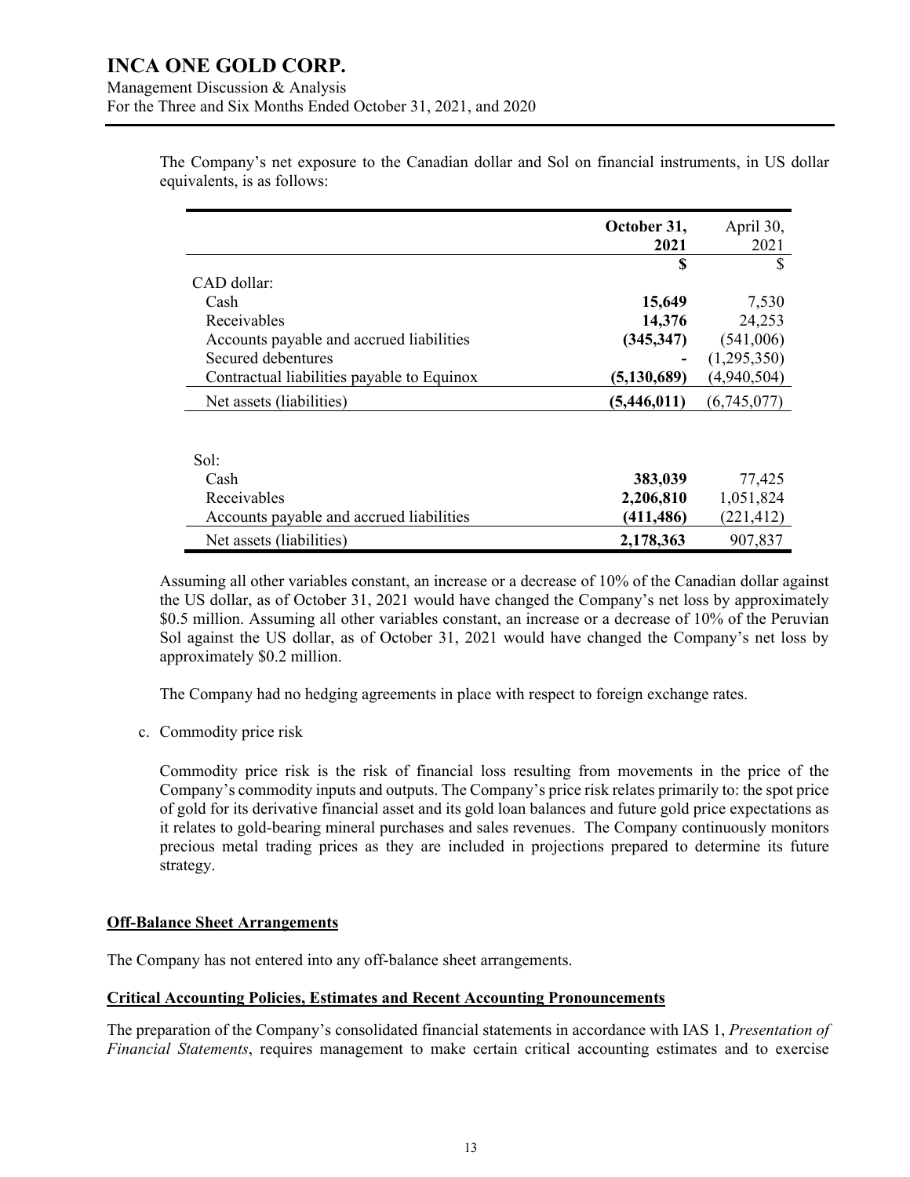The Company's net exposure to the Canadian dollar and Sol on financial instruments, in US dollar equivalents, is as follows:

| | **October 31, 2021** | April 30, 2021 |
|---|---|---|
| | **$** | $ |
| CAD dollar: | | |
| Cash | **15,649** | 7,530 |
| Receivables | **14,376** | 24,253 |
| Accounts payable and accrued liabilities | **(345,347)** | (541,006) |
| Secured debentures | **-** | (1,295,350) |
| Contractual liabilities payable to Equinox | **(5,130,689)** | (4,940,504) |
| Net assets (liabilities) | **(5,446,011)** | (6,745,077) |
| | | |
| Sol: | | |
| Cash | **383,039** | 77,425 |
| Receivables | **2,206,810** | 1,051,824 |
| Accounts payable and accrued liabilities | **(411,486)** | (221,412) |
| Net assets (liabilities) | **2,178,363** | 907,837 |

Assuming all other variables constant, an increase or a decrease of 10% of the Canadian dollar against the US dollar, as of October 31, 2021 would have changed the Company's net loss by approximately $0.5 million. Assuming all other variables constant, an increase or a decrease of 10% of the Peruvian Sol against the US dollar, as of October 31, 2021 would have changed the Company's net loss by approximately $0.2 million.

The Company had no hedging agreements in place with respect to foreign exchange rates.

c. Commodity price risk

Commodity price risk is the risk of financial loss resulting from movements in the price of the Company's commodity inputs and outputs. The Company's price risk relates primarily to: the spot price of gold for its derivative financial asset and its gold loan balances and future gold price expectations as it relates to gold-bearing mineral purchases and sales revenues. The Company continuously monitors precious metal trading prices as they are included in projections prepared to determine its future strategy.

## Off-Balance Sheet Arrangements

The Company has not entered into any off-balance sheet arrangements.

## Critical Accounting Policies, Estimates and Recent Accounting Pronouncements

The preparation of the Company's consolidated financial statements in accordance with IAS 1, *Presentation of Financial Statements*, requires management to make certain critical accounting estimates and to exercise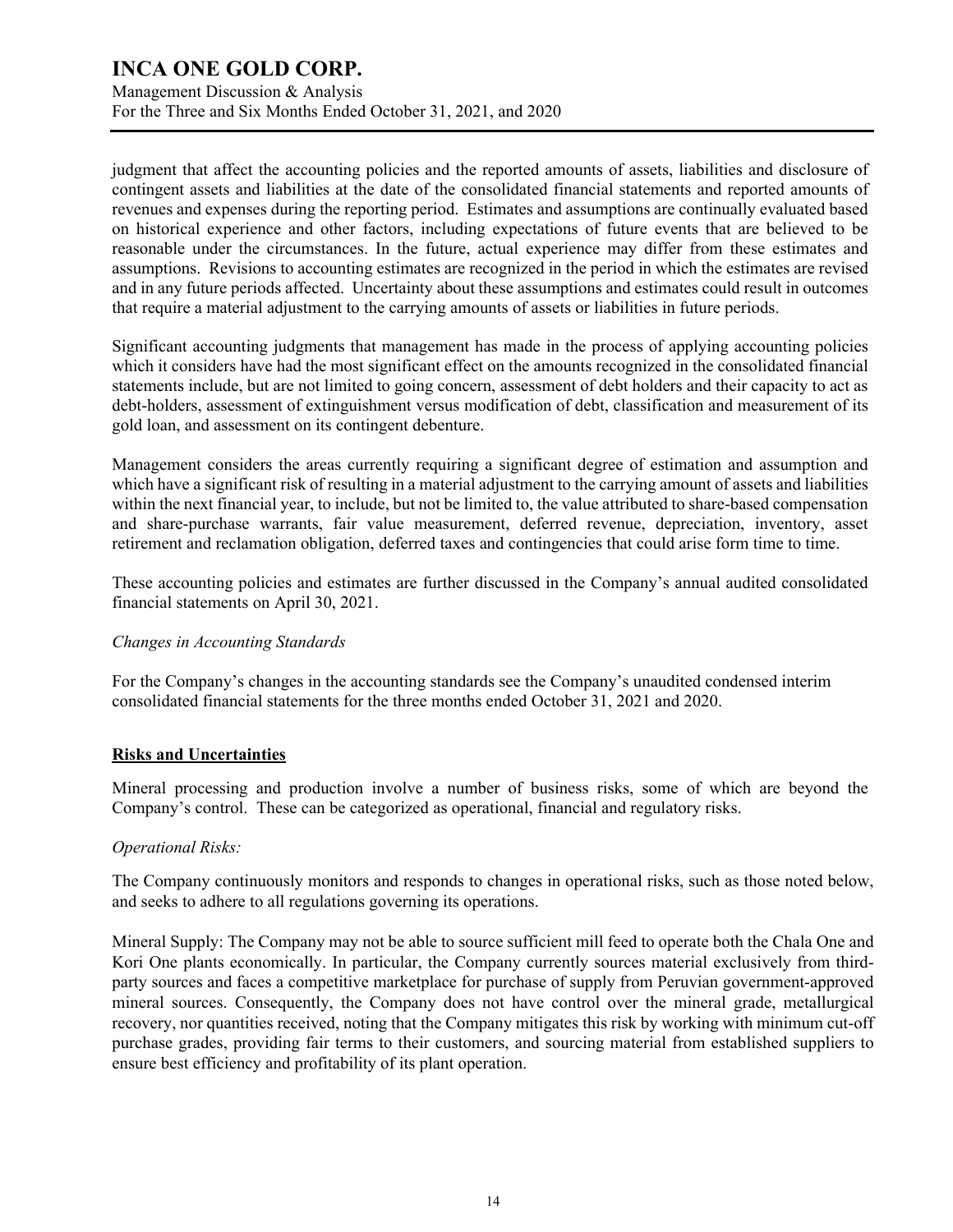judgment that affect the accounting policies and the reported amounts of assets, liabilities and disclosure of contingent assets and liabilities at the date of the consolidated financial statements and reported amounts of revenues and expenses during the reporting period. Estimates and assumptions are continually evaluated based on historical experience and other factors, including expectations of future events that are believed to be reasonable under the circumstances. In the future, actual experience may differ from these estimates and assumptions. Revisions to accounting estimates are recognized in the period in which the estimates are revised and in any future periods affected. Uncertainty about these assumptions and estimates could result in outcomes that require a material adjustment to the carrying amounts of assets or liabilities in future periods.

Significant accounting judgments that management has made in the process of applying accounting policies which it considers have had the most significant effect on the amounts recognized in the consolidated financial statements include, but are not limited to going concern, assessment of debt holders and their capacity to act as debt-holders, assessment of extinguishment versus modification of debt, classification and measurement of its gold loan, and assessment on its contingent debenture.

Management considers the areas currently requiring a significant degree of estimation and assumption and which have a significant risk of resulting in a material adjustment to the carrying amount of assets and liabilities within the next financial year, to include, but not be limited to, the value attributed to share-based compensation and share-purchase warrants, fair value measurement, deferred revenue, depreciation, inventory, asset retirement and reclamation obligation, deferred taxes and contingencies that could arise form time to time.

These accounting policies and estimates are further discussed in the Company's annual audited consolidated financial statements on April 30, 2021.

*Changes in Accounting Standards*

For the Company's changes in the accounting standards see the Company's unaudited condensed interim consolidated financial statements for the three months ended October 31, 2021 and 2020.

## Risks and Uncertainties

Mineral processing and production involve a number of business risks, some of which are beyond the Company's control. These can be categorized as operational, financial and regulatory risks.

*Operational Risks:*

The Company continuously monitors and responds to changes in operational risks, such as those noted below, and seeks to adhere to all regulations governing its operations.

Mineral Supply: The Company may not be able to source sufficient mill feed to operate both the Chala One and Kori One plants economically. In particular, the Company currently sources material exclusively from third-party sources and faces a competitive marketplace for purchase of supply from Peruvian government-approved mineral sources. Consequently, the Company does not have control over the mineral grade, metallurgical recovery, nor quantities received, noting that the Company mitigates this risk by working with minimum cut-off purchase grades, providing fair terms to their customers, and sourcing material from established suppliers to ensure best efficiency and profitability of its plant operation.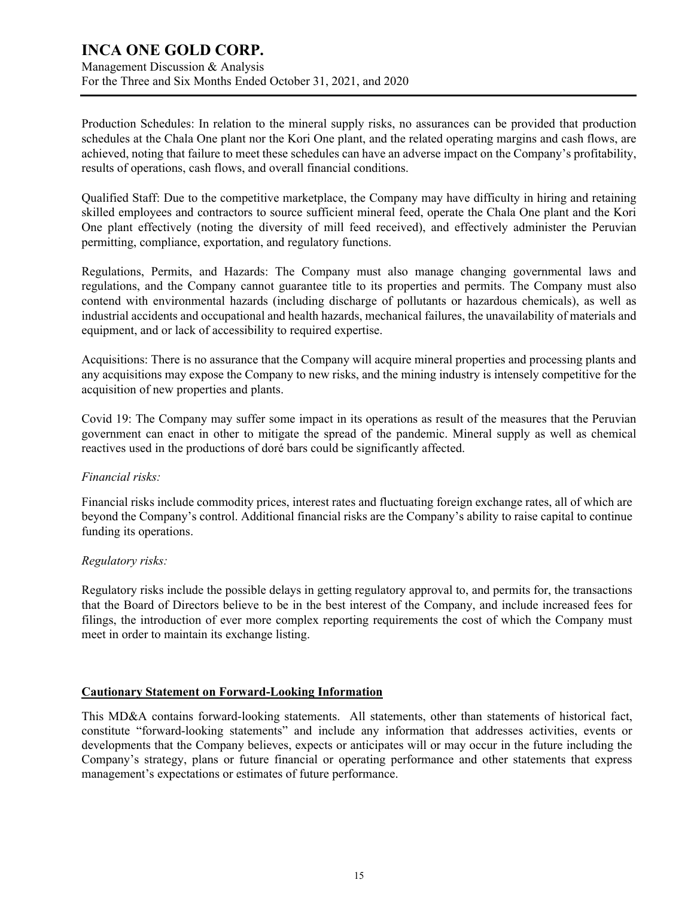Production Schedules: In relation to the mineral supply risks, no assurances can be provided that production schedules at the Chala One plant nor the Kori One plant, and the related operating margins and cash flows, are achieved, noting that failure to meet these schedules can have an adverse impact on the Company's profitability, results of operations, cash flows, and overall financial conditions.

Qualified Staff: Due to the competitive marketplace, the Company may have difficulty in hiring and retaining skilled employees and contractors to source sufficient mineral feed, operate the Chala One plant and the Kori One plant effectively (noting the diversity of mill feed received), and effectively administer the Peruvian permitting, compliance, exportation, and regulatory functions.

Regulations, Permits, and Hazards: The Company must also manage changing governmental laws and regulations, and the Company cannot guarantee title to its properties and permits. The Company must also contend with environmental hazards (including discharge of pollutants or hazardous chemicals), as well as industrial accidents and occupational and health hazards, mechanical failures, the unavailability of materials and equipment, and or lack of accessibility to required expertise.

Acquisitions: There is no assurance that the Company will acquire mineral properties and processing plants and any acquisitions may expose the Company to new risks, and the mining industry is intensely competitive for the acquisition of new properties and plants.

Covid 19: The Company may suffer some impact in its operations as result of the measures that the Peruvian government can enact in other to mitigate the spread of the pandemic. Mineral supply as well as chemical reactives used in the productions of doré bars could be significantly affected.

*Financial risks:*

Financial risks include commodity prices, interest rates and fluctuating foreign exchange rates, all of which are beyond the Company's control. Additional financial risks are the Company's ability to raise capital to continue funding its operations.

*Regulatory risks:*

Regulatory risks include the possible delays in getting regulatory approval to, and permits for, the transactions that the Board of Directors believe to be in the best interest of the Company, and include increased fees for filings, the introduction of ever more complex reporting requirements the cost of which the Company must meet in order to maintain its exchange listing.

## Cautionary Statement on Forward-Looking Information

This MD&A contains forward-looking statements. All statements, other than statements of historical fact, constitute "forward-looking statements" and include any information that addresses activities, events or developments that the Company believes, expects or anticipates will or may occur in the future including the Company's strategy, plans or future financial or operating performance and other statements that express management's expectations or estimates of future performance.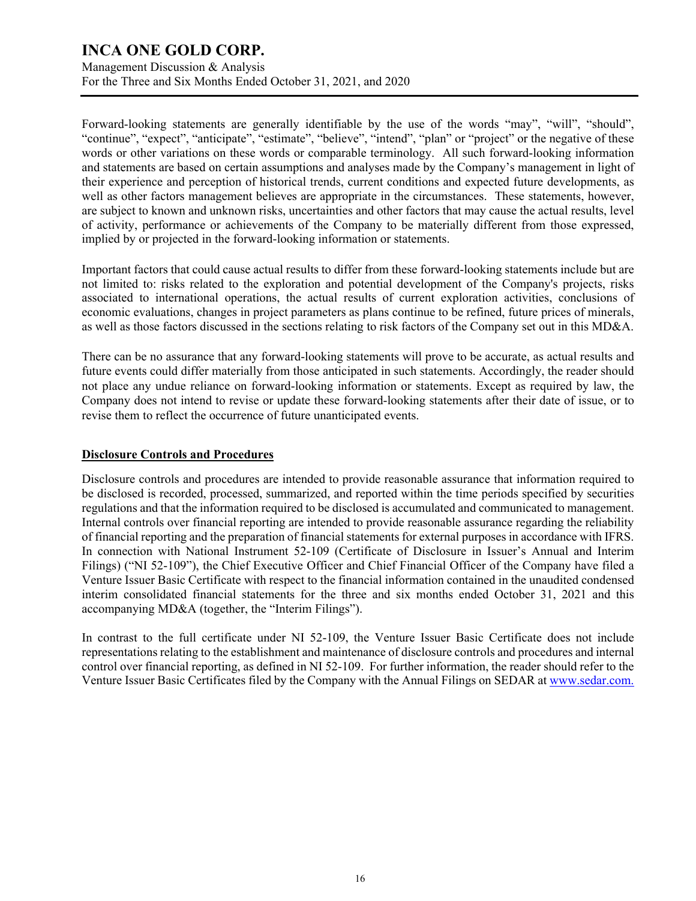Forward-looking statements are generally identifiable by the use of the words "may", "will", "should", "continue", "expect", "anticipate", "estimate", "believe", "intend", "plan" or "project" or the negative of these words or other variations on these words or comparable terminology. All such forward-looking information and statements are based on certain assumptions and analyses made by the Company's management in light of their experience and perception of historical trends, current conditions and expected future developments, as well as other factors management believes are appropriate in the circumstances. These statements, however, are subject to known and unknown risks, uncertainties and other factors that may cause the actual results, level of activity, performance or achievements of the Company to be materially different from those expressed, implied by or projected in the forward-looking information or statements.

Important factors that could cause actual results to differ from these forward-looking statements include but are not limited to: risks related to the exploration and potential development of the Company's projects, risks associated to international operations, the actual results of current exploration activities, conclusions of economic evaluations, changes in project parameters as plans continue to be refined, future prices of minerals, as well as those factors discussed in the sections relating to risk factors of the Company set out in this MD&A.

There can be no assurance that any forward-looking statements will prove to be accurate, as actual results and future events could differ materially from those anticipated in such statements. Accordingly, the reader should not place any undue reliance on forward-looking information or statements. Except as required by law, the Company does not intend to revise or update these forward-looking statements after their date of issue, or to revise them to reflect the occurrence of future unanticipated events.

## Disclosure Controls and Procedures

Disclosure controls and procedures are intended to provide reasonable assurance that information required to be disclosed is recorded, processed, summarized, and reported within the time periods specified by securities regulations and that the information required to be disclosed is accumulated and communicated to management. Internal controls over financial reporting are intended to provide reasonable assurance regarding the reliability of financial reporting and the preparation of financial statements for external purposes in accordance with IFRS. In connection with National Instrument 52-109 (Certificate of Disclosure in Issuer's Annual and Interim Filings) ("NI 52-109"), the Chief Executive Officer and Chief Financial Officer of the Company have filed a Venture Issuer Basic Certificate with respect to the financial information contained in the unaudited condensed interim consolidated financial statements for the three and six months ended October 31, 2021 and this accompanying MD&A (together, the "Interim Filings").

In contrast to the full certificate under NI 52-109, the Venture Issuer Basic Certificate does not include representations relating to the establishment and maintenance of disclosure controls and procedures and internal control over financial reporting, as defined in NI 52-109. For further information, the reader should refer to the Venture Issuer Basic Certificates filed by the Company with the Annual Filings on SEDAR at www.sedar.com.